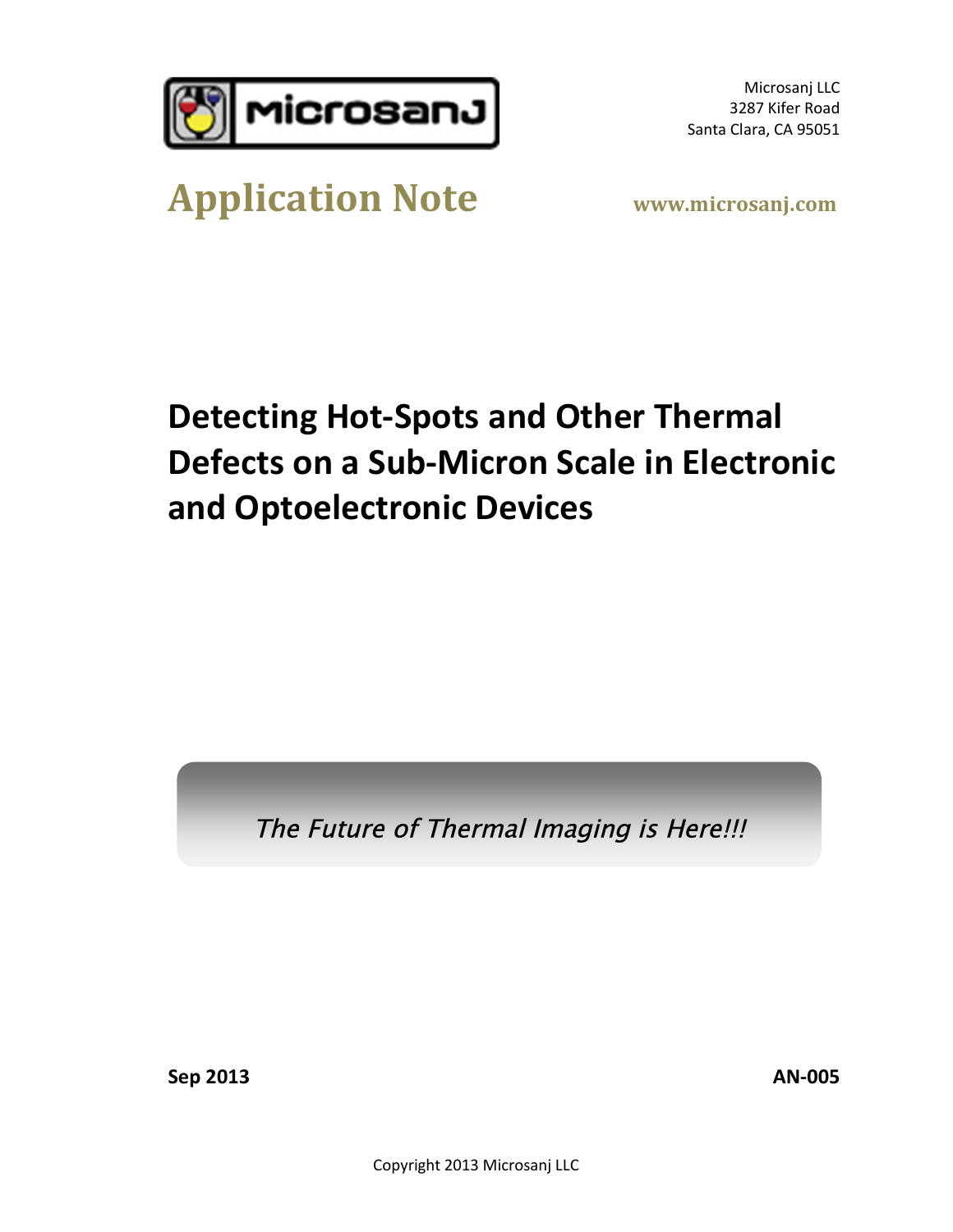Microsanj LLC
3287 Kifer Road
Santa Clara, CA 95051

# Application Note

**www.microsanj.com**

# Detecting Hot-Spots and Other Thermal Defects on a Sub-Micron Scale in Electronic and Optoelectronic Devices

*The Future of Thermal Imaging is Here!!!*

**Sep 2013**

**AN-005**

Copyright 2013 Microsanj LLC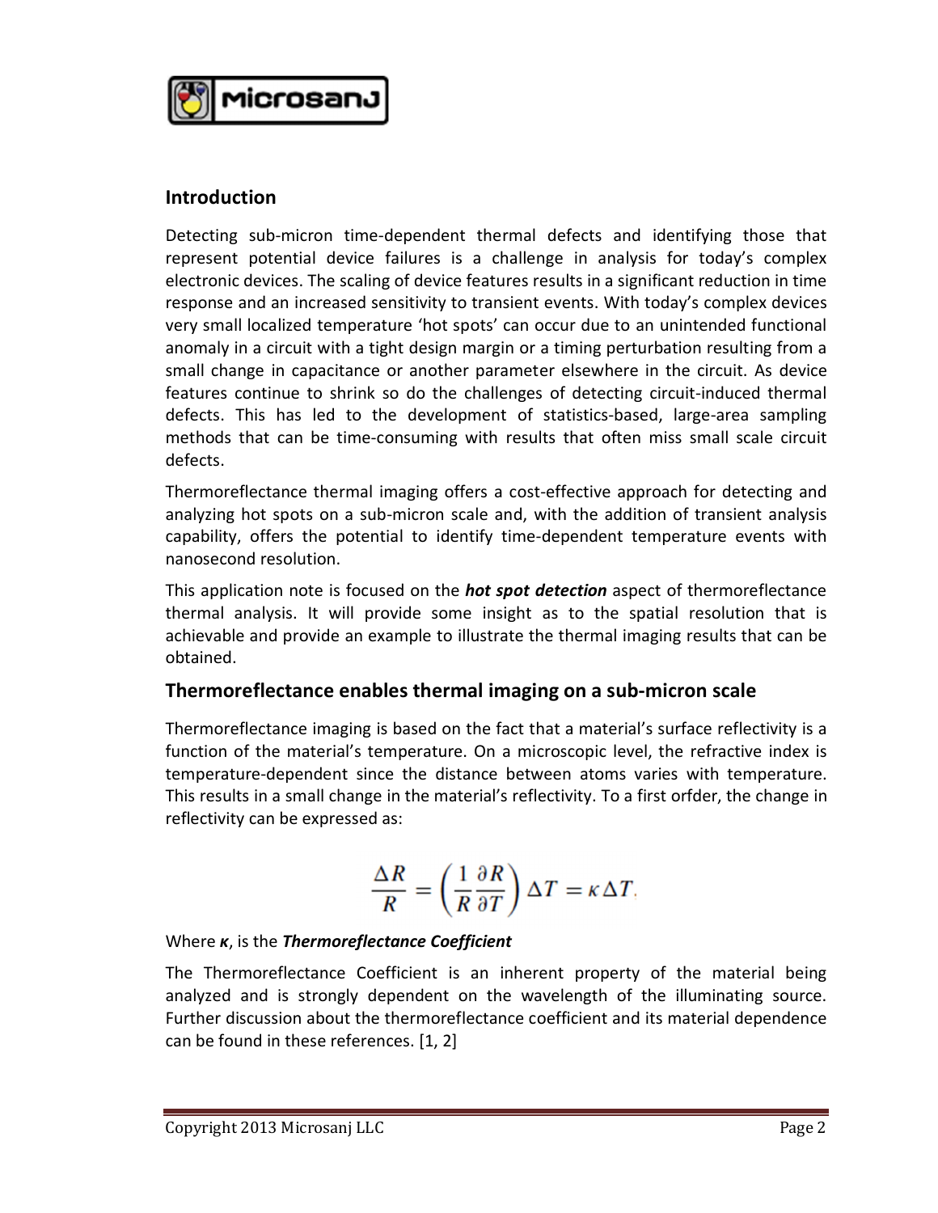## Introduction

Detecting sub-micron time-dependent thermal defects and identifying those that represent potential device failures is a challenge in analysis for today's complex electronic devices. The scaling of device features results in a significant reduction in time response and an increased sensitivity to transient events. With today's complex devices very small localized temperature 'hot spots' can occur due to an unintended functional anomaly in a circuit with a tight design margin or a timing perturbation resulting from a small change in capacitance or another parameter elsewhere in the circuit. As device features continue to shrink so do the challenges of detecting circuit-induced thermal defects. This has led to the development of statistics-based, large-area sampling methods that can be time-consuming with results that often miss small scale circuit defects.

Thermoreflectance thermal imaging offers a cost-effective approach for detecting and analyzing hot spots on a sub-micron scale and, with the addition of transient analysis capability, offers the potential to identify time-dependent temperature events with nanosecond resolution.

This application note is focused on the ***hot spot detection*** aspect of thermoreflectance thermal analysis. It will provide some insight as to the spatial resolution that is achievable and provide an example to illustrate the thermal imaging results that can be obtained.

## Thermoreflectance enables thermal imaging on a sub-micron scale

Thermoreflectance imaging is based on the fact that a material's surface reflectivity is a function of the material's temperature. On a microscopic level, the refractive index is temperature-dependent since the distance between atoms varies with temperature. This results in a small change in the material's reflectivity. To a first orfder, the change in reflectivity can be expressed as:

$$\frac{\Delta R}{R} = \left( \frac{1}{R} \frac{\partial R}{\partial T} \right) \Delta T = \kappa \Delta T.$$

Where $\boldsymbol{\kappa}$, is the ***Thermoreflectance Coefficient***

The Thermoreflectance Coefficient is an inherent property of the material being analyzed and is strongly dependent on the wavelength of the illuminating source. Further discussion about the thermoreflectance coefficient and its material dependence can be found in these references. [1, 2]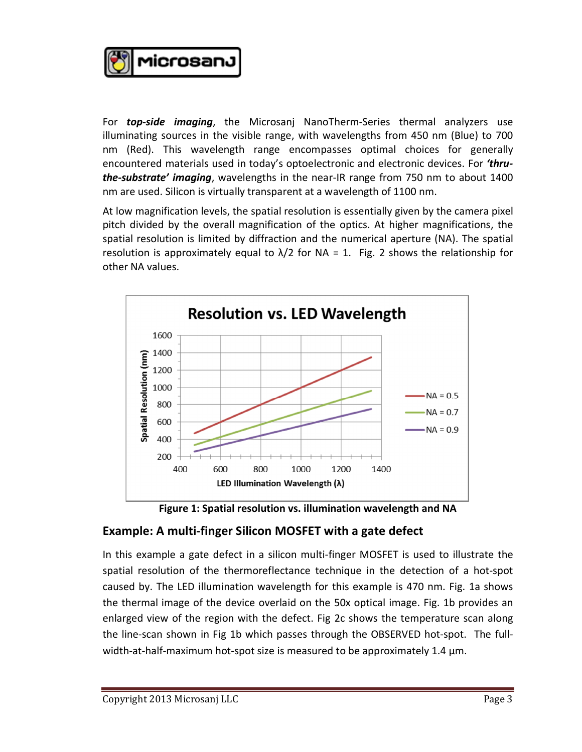For ***top-side imaging***, the Microsanj NanoTherm-Series thermal analyzers use illuminating sources in the visible range, with wavelengths from 450 nm (Blue) to 700 nm (Red). This wavelength range encompasses optimal choices for generally encountered materials used in today's optoelectronic and electronic devices. For ***'thru-the-substrate' imaging***, wavelengths in the near-IR range from 750 nm to about 1400 nm are used. Silicon is virtually transparent at a wavelength of 1100 nm.

At low magnification levels, the spatial resolution is essentially given by the camera pixel pitch divided by the overall magnification of the optics. At higher magnifications, the spatial resolution is limited by diffraction and the numerical aperture (NA). The spatial resolution is approximately equal to $\lambda/2$ for NA = 1. Fig. 2 shows the relationship for other NA values.

**Figure 1: Spatial resolution vs. illumination wavelength and NA**

## Example: A multi-finger Silicon MOSFET with a gate defect

In this example a gate defect in a silicon multi-finger MOSFET is used to illustrate the spatial resolution of the thermoreflectance technique in the detection of a hot-spot caused by. The LED illumination wavelength for this example is 470 nm. Fig. 1a shows the thermal image of the device overlaid on the 50x optical image. Fig. 1b provides an enlarged view of the region with the defect. Fig 2c shows the temperature scan along the line-scan shown in Fig 1b which passes through the OBSERVED hot-spot. The full-width-at-half-maximum hot-spot size is measured to be approximately 1.4 µm.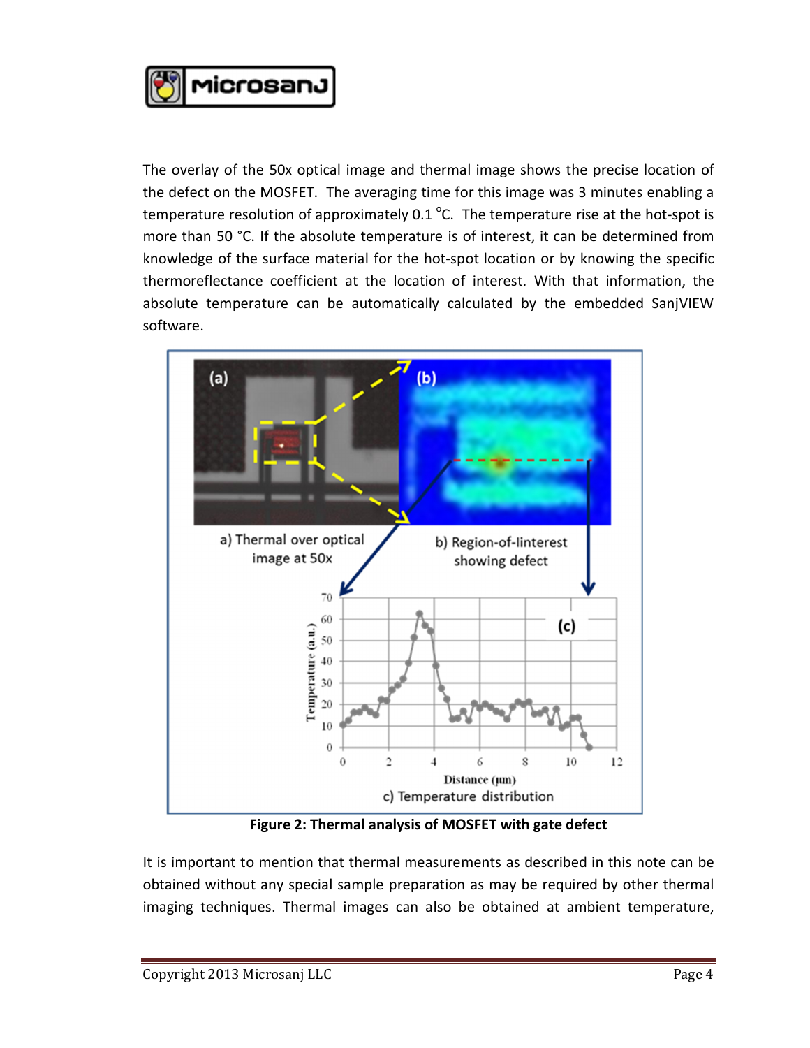The overlay of the 50x optical image and thermal image shows the precise location of the defect on the MOSFET. The averaging time for this image was 3 minutes enabling a temperature resolution of approximately 0.1 °C. The temperature rise at the hot-spot is more than 50 °C. If the absolute temperature is of interest, it can be determined from knowledge of the surface material for the hot-spot location or by knowing the specific thermoreflectance coefficient at the location of interest. With that information, the absolute temperature can be automatically calculated by the embedded SanjVIEW software.

a) Thermal over optical image at 50x

b) Region-of-interest showing defect

c) Temperature distribution

**Figure 2: Thermal analysis of MOSFET with gate defect**

It is important to mention that thermal measurements as described in this note can be obtained without any special sample preparation as may be required by other thermal imaging techniques. Thermal images can also be obtained at ambient temperature,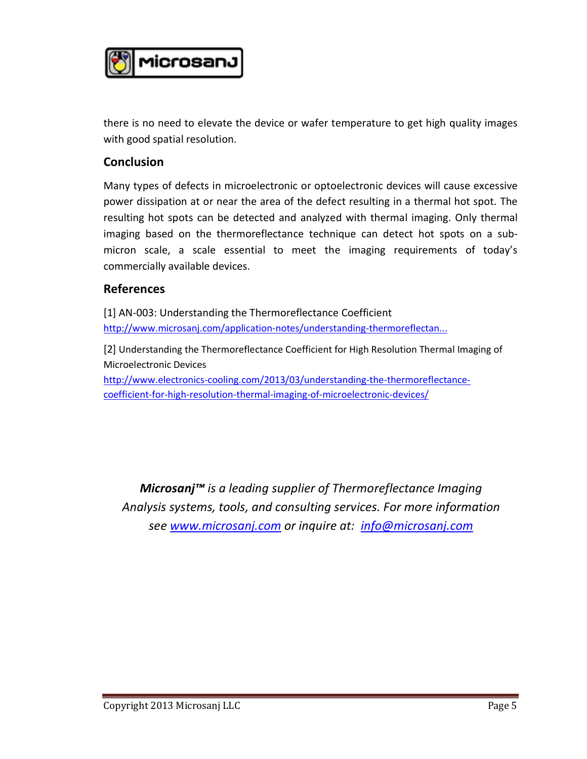there is no need to elevate the device or wafer temperature to get high quality images with good spatial resolution.

## Conclusion

Many types of defects in microelectronic or optoelectronic devices will cause excessive power dissipation at or near the area of the defect resulting in a thermal hot spot. The resulting hot spots can be detected and analyzed with thermal imaging. Only thermal imaging based on the thermoreflectance technique can detect hot spots on a sub-micron scale, a scale essential to meet the imaging requirements of today's commercially available devices.

## References

[1] AN-003: Understanding the Thermoreflectance Coefficient
http://www.microsanj.com/application-notes/understanding-thermoreflectan...

[2] Understanding the Thermoreflectance Coefficient for High Resolution Thermal Imaging of Microelectronic Devices
http://www.electronics-cooling.com/2013/03/understanding-the-thermoreflectance-coefficient-for-high-resolution-thermal-imaging-of-microelectronic-devices/

***Microsanj™** is a leading supplier of Thermoreflectance Imaging Analysis systems, tools, and consulting services. For more information see www.microsanj.com or inquire at: info@microsanj.com*